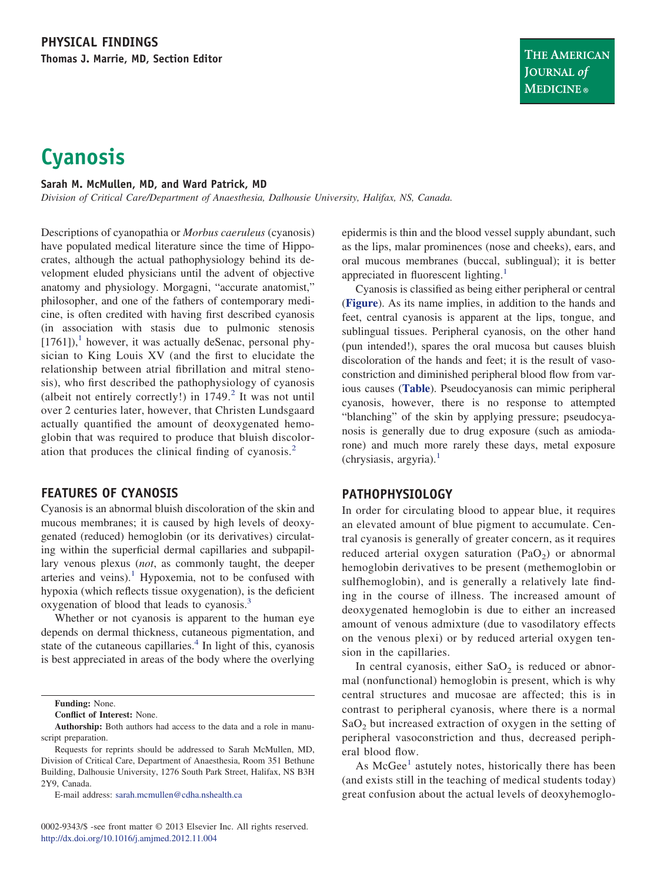PHYSICAL FINDINGS

Thomas J. Marrie, MD, Section Editor

# Cyanosis

**Sarah M. McMullen, MD, and Ward Patrick, MD**

*Division of Critical Care/Department of Anaesthesia, Dalhousie University, Halifax, NS, Canada.*

Descriptions of cyanopathia or *Morbus caeruleus* (cyanosis) have populated medical literature since the time of Hippocrates, although the actual pathophysiology behind its development eluded physicians until the advent of objective anatomy and physiology. Morgagni, "accurate anatomist," philosopher, and one of the fathers of contemporary medicine, is often credited with having first described cyanosis (in association with stasis due to pulmonic stenosis [1761]),[1] however, it was actually deSenac, personal physician to King Louis XV (and the first to elucidate the relationship between atrial fibrillation and mitral stenosis), who first described the pathophysiology of cyanosis (albeit not entirely correctly!) in 1749.[2] It was not until over 2 centuries later, however, that Christen Lundsgaard actually quantified the amount of deoxygenated hemoglobin that was required to produce that bluish discoloration that produces the clinical finding of cyanosis.[2]

## FEATURES OF CYANOSIS

Cyanosis is an abnormal bluish discoloration of the skin and mucous membranes; it is caused by high levels of deoxygenated (reduced) hemoglobin (or its derivatives) circulating within the superficial dermal capillaries and subpapillary venous plexus (*not*, as commonly taught, the deeper arteries and veins).[1] Hypoxemia, not to be confused with hypoxia (which reflects tissue oxygenation), is the deficient oxygenation of blood that leads to cyanosis.[3]

Whether or not cyanosis is apparent to the human eye depends on dermal thickness, cutaneous pigmentation, and state of the cutaneous capillaries.[4] In light of this, cyanosis is best appreciated in areas of the body where the overlying epidermis is thin and the blood vessel supply abundant, such as the lips, malar prominences (nose and cheeks), ears, and oral mucous membranes (buccal, sublingual); it is better appreciated in fluorescent lighting.[1]

Cyanosis is classified as being either peripheral or central (**Figure**). As its name implies, in addition to the hands and feet, central cyanosis is apparent at the lips, tongue, and sublingual tissues. Peripheral cyanosis, on the other hand (pun intended!), spares the oral mucosa but causes bluish discoloration of the hands and feet; it is the result of vasoconstriction and diminished peripheral blood flow from various causes (**Table**). Pseudocyanosis can mimic peripheral cyanosis, however, there is no response to attempted "blanching" of the skin by applying pressure; pseudocyanosis is generally due to drug exposure (such as amiodarone) and much more rarely these days, metal exposure (chrysiasis, argyria).[1]

## PATHOPHYSIOLOGY

In order for circulating blood to appear blue, it requires an elevated amount of blue pigment to accumulate. Central cyanosis is generally of greater concern, as it requires reduced arterial oxygen saturation ($PaO_2$) or abnormal hemoglobin derivatives to be present (methemoglobin or sulfhemoglobin), and is generally a relatively late finding in the course of illness. The increased amount of deoxygenated hemoglobin is due to either an increased amount of venous admixture (due to vasodilatory effects on the venous plexi) or by reduced arterial oxygen tension in the capillaries.

In central cyanosis, either $SaO_2$ is reduced or abnormal (nonfunctional) hemoglobin is present, which is why central structures and mucosae are affected; this is in contrast to peripheral cyanosis, where there is a normal $SaO_2$ but increased extraction of oxygen in the setting of peripheral vasoconstriction and thus, decreased peripheral blood flow.

As McGee[1] astutely notes, historically there has been (and exists still in the teaching of medical students today) great confusion about the actual levels of deoxyhemoglo-

**Funding:** None.

**Conflict of Interest:** None.

**Authorship:** Both authors had access to the data and a role in manuscript preparation.

Requests for reprints should be addressed to Sarah McMullen, MD, Division of Critical Care, Department of Anaesthesia, Room 351 Bethune Building, Dalhousie University, 1276 South Park Street, Halifax, NS B3H 2Y9, Canada.

E-mail address: sarah.mcmullen@cdha.nshealth.ca

0002-9343/$ -see front matter © 2013 Elsevier Inc. All rights reserved.
http://dx.doi.org/10.1016/j.amjmed.2012.11.004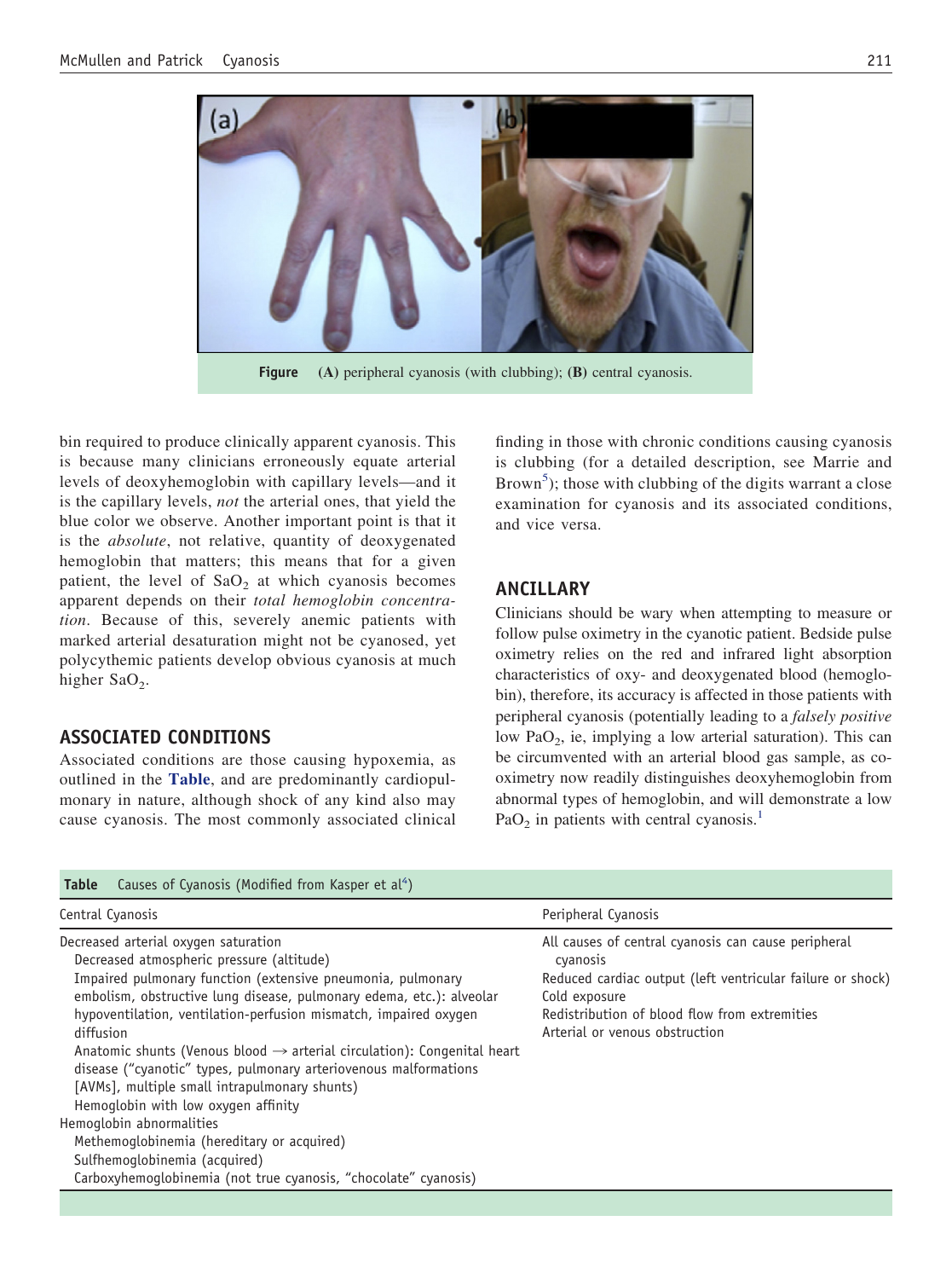**Figure** (A) peripheral cyanosis (with clubbing); (B) central cyanosis.

bin required to produce clinically apparent cyanosis. This is because many clinicians erroneously equate arterial levels of deoxyhemoglobin with capillary levels—and it is the capillary levels, *not* the arterial ones, that yield the blue color we observe. Another important point is that it is the *absolute*, not relative, quantity of deoxygenated hemoglobin that matters; this means that for a given patient, the level of $SaO_2$ at which cyanosis becomes apparent depends on their *total hemoglobin concentration*. Because of this, severely anemic patients with marked arterial desaturation might not be cyanosed, yet polycythemic patients develop obvious cyanosis at much higher $SaO_2$.

## ASSOCIATED CONDITIONS

Associated conditions are those causing hypoxemia, as outlined in the **Table**, and are predominantly cardiopulmonary in nature, although shock of any kind also may cause cyanosis. The most commonly associated clinical finding in those with chronic conditions causing cyanosis is clubbing (for a detailed description, see Marrie and Brown[5]); those with clubbing of the digits warrant a close examination for cyanosis and its associated conditions, and vice versa.

## ANCILLARY

Clinicians should be wary when attempting to measure or follow pulse oximetry in the cyanotic patient. Bedside pulse oximetry relies on the red and infrared light absorption characteristics of oxy- and deoxygenated blood (hemoglobin), therefore, its accuracy is affected in those patients with peripheral cyanosis (potentially leading to a *falsely positive* low $PaO_2$, ie, implying a low arterial saturation). This can be circumvented with an arterial blood gas sample, as co-oximetry now readily distinguishes deoxyhemoglobin from abnormal types of hemoglobin, and will demonstrate a low $PaO_2$ in patients with central cyanosis.[1]

**Table** Causes of Cyanosis (Modified from Kasper et al[4])

| Central Cyanosis | Peripheral Cyanosis |
|---|---|
| Decreased arterial oxygen saturation | All causes of central cyanosis can cause peripheral cyanosis |
| Decreased atmospheric pressure (altitude) | Reduced cardiac output (left ventricular failure or shock) |
| Impaired pulmonary function (extensive pneumonia, pulmonary embolism, obstructive lung disease, pulmonary edema, etc.): alveolar hypoventilation, ventilation-perfusion mismatch, impaired oxygen diffusion | Cold exposure |
| Anatomic shunts (Venous blood → arterial circulation): Congenital heart disease ("cyanotic" types, pulmonary arteriovenous malformations [AVMs], multiple small intrapulmonary shunts) | Redistribution of blood flow from extremities |
| Hemoglobin with low oxygen affinity | Arterial or venous obstruction |
| Hemoglobin abnormalities | |
| Methemoglobinemia (hereditary or acquired) | |
| Sulfhemoglobinemia (acquired) | |
| Carboxyhemoglobinemia (not true cyanosis, "chocolate" cyanosis) | |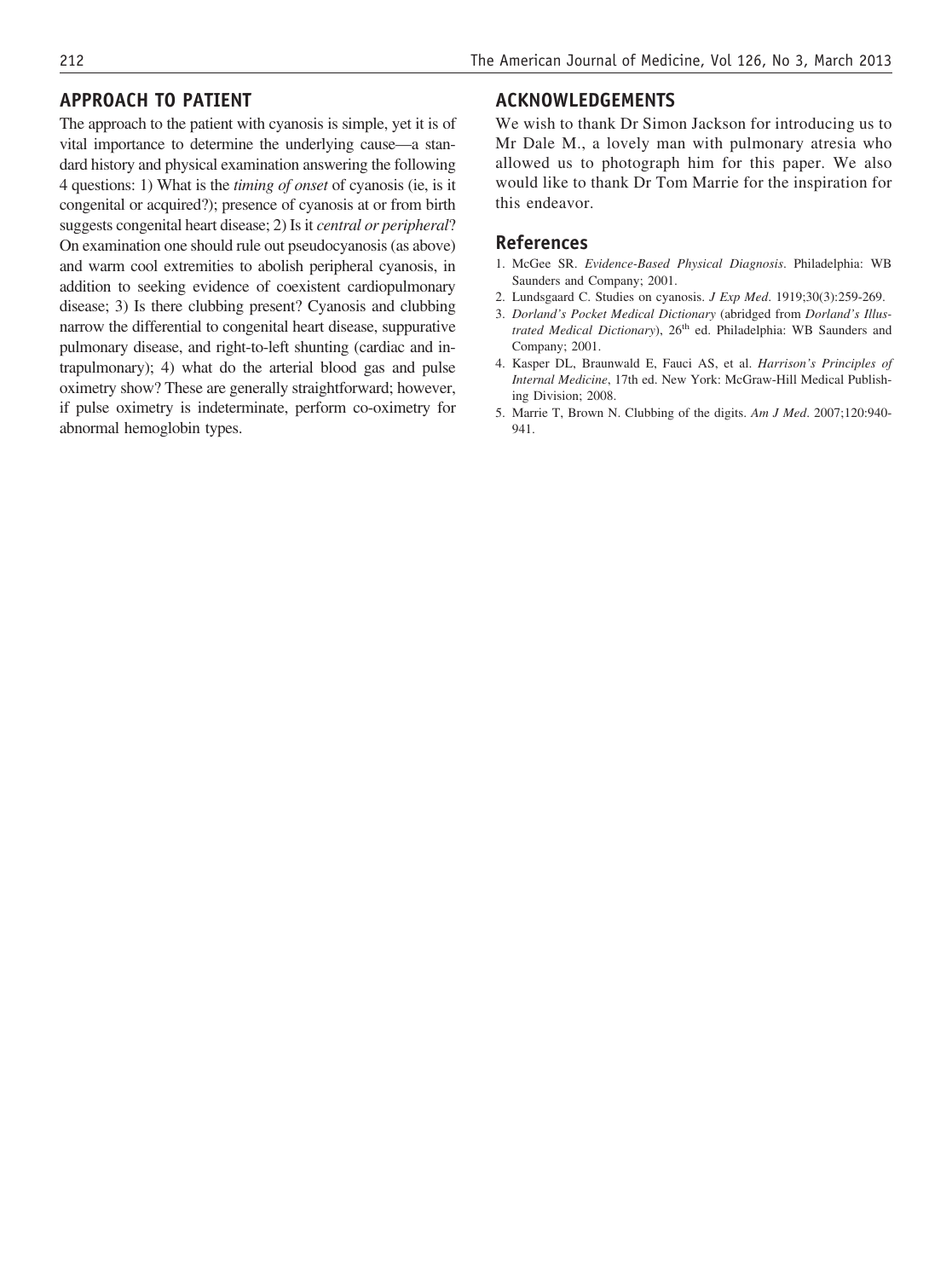## APPROACH TO PATIENT

The approach to the patient with cyanosis is simple, yet it is of vital importance to determine the underlying cause—a standard history and physical examination answering the following 4 questions: 1) What is the *timing of onset* of cyanosis (ie, is it congenital or acquired?); presence of cyanosis at or from birth suggests congenital heart disease; 2) Is it *central or peripheral*? On examination one should rule out pseudocyanosis (as above) and warm cool extremities to abolish peripheral cyanosis, in addition to seeking evidence of coexistent cardiopulmonary disease; 3) Is there clubbing present? Cyanosis and clubbing narrow the differential to congenital heart disease, suppurative pulmonary disease, and right-to-left shunting (cardiac and intrapulmonary); 4) what do the arterial blood gas and pulse oximetry show? These are generally straightforward; however, if pulse oximetry is indeterminate, perform co-oximetry for abnormal hemoglobin types.

## ACKNOWLEDGEMENTS

We wish to thank Dr Simon Jackson for introducing us to Mr Dale M., a lovely man with pulmonary atresia who allowed us to photograph him for this paper. We also would like to thank Dr Tom Marrie for the inspiration for this endeavor.

## References

1. McGee SR. *Evidence-Based Physical Diagnosis*. Philadelphia: WB Saunders and Company; 2001.
2. Lundsgaard C. Studies on cyanosis. *J Exp Med*. 1919;30(3):259-269.
3. *Dorland's Pocket Medical Dictionary* (abridged from *Dorland's Illustrated Medical Dictionary*), 26th ed. Philadelphia: WB Saunders and Company; 2001.
4. Kasper DL, Braunwald E, Fauci AS, et al. *Harrison's Principles of Internal Medicine*, 17th ed. New York: McGraw-Hill Medical Publishing Division; 2008.
5. Marrie T, Brown N. Clubbing of the digits. *Am J Med*. 2007;120:940-941.